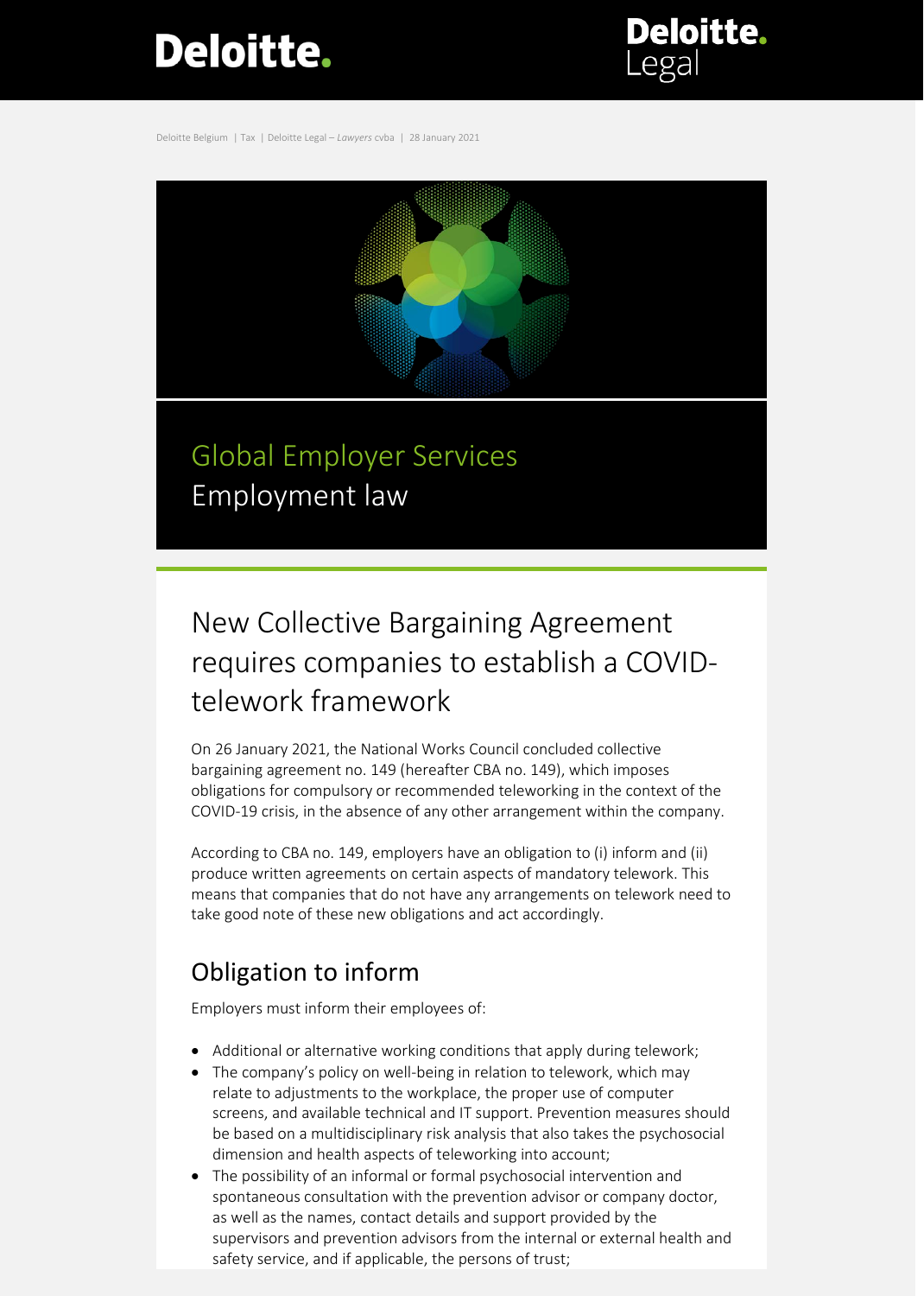Deloitte Belgium | Tax | Deloitte Legal – *Lawyers* cvba | 28 January 2021

Global Employer Services
Employment law

# New Collective Bargaining Agreement requires companies to establish a COVID-telework framework

On 26 January 2021, the National Works Council concluded collective bargaining agreement no. 149 (hereafter CBA no. 149), which imposes obligations for compulsory or recommended teleworking in the context of the COVID-19 crisis, in the absence of any other arrangement within the company.

According to CBA no. 149, employers have an obligation to (i) inform and (ii) produce written agreements on certain aspects of mandatory telework. This means that companies that do not have any arrangements on telework need to take good note of these new obligations and act accordingly.

## Obligation to inform

Employers must inform their employees of:

- Additional or alternative working conditions that apply during telework;
- The company's policy on well-being in relation to telework, which may relate to adjustments to the workplace, the proper use of computer screens, and available technical and IT support. Prevention measures should be based on a multidisciplinary risk analysis that also takes the psychosocial dimension and health aspects of teleworking into account;
- The possibility of an informal or formal psychosocial intervention and spontaneous consultation with the prevention advisor or company doctor, as well as the names, contact details and support provided by the supervisors and prevention advisors from the internal or external health and safety service, and if applicable, the persons of trust;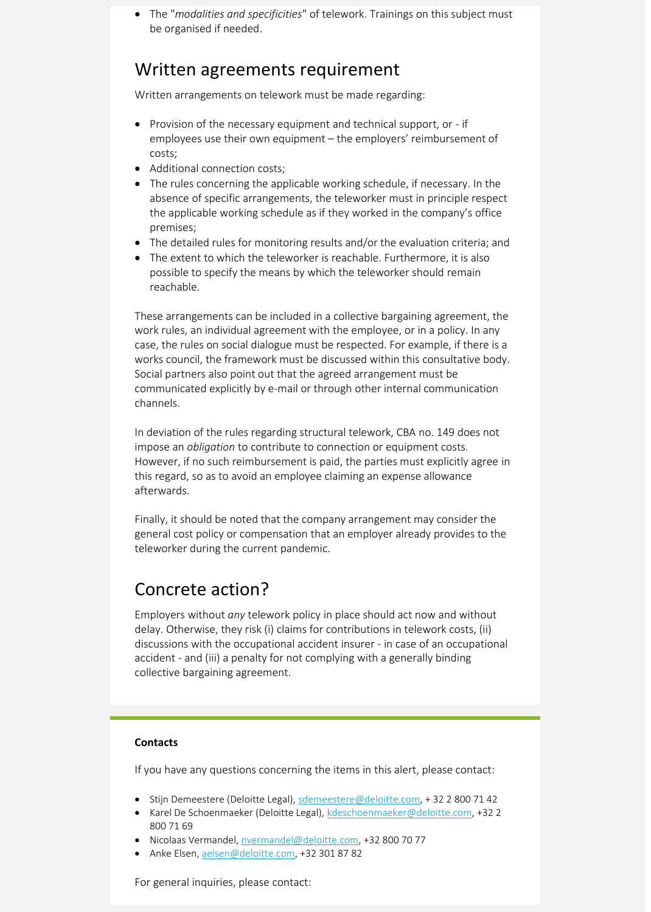- The "*modalities and specificities*" of telework. Trainings on this subject must be organised if needed.

## Written agreements requirement

Written arrangements on telework must be made regarding:

- Provision of the necessary equipment and technical support, or - if employees use their own equipment – the employers' reimbursement of costs;
- Additional connection costs;
- The rules concerning the applicable working schedule, if necessary. In the absence of specific arrangements, the teleworker must in principle respect the applicable working schedule as if they worked in the company's office premises;
- The detailed rules for monitoring results and/or the evaluation criteria; and
- The extent to which the teleworker is reachable. Furthermore, it is also possible to specify the means by which the teleworker should remain reachable.

These arrangements can be included in a collective bargaining agreement, the work rules, an individual agreement with the employee, or in a policy. In any case, the rules on social dialogue must be respected. For example, if there is a works council, the framework must be discussed within this consultative body. Social partners also point out that the agreed arrangement must be communicated explicitly by e-mail or through other internal communication channels.

In deviation of the rules regarding structural telework, CBA no. 149 does not impose an *obligation* to contribute to connection or equipment costs. However, if no such reimbursement is paid, the parties must explicitly agree in this regard, so as to avoid an employee claiming an expense allowance afterwards.

Finally, it should be noted that the company arrangement may consider the general cost policy or compensation that an employer already provides to the teleworker during the current pandemic.

## Concrete action?

Employers without *any* telework policy in place should act now and without delay. Otherwise, they risk (i) claims for contributions in telework costs, (ii) discussions with the occupational accident insurer - in case of an occupational accident - and (iii) a penalty for not complying with a generally binding collective bargaining agreement.

**Contacts**

If you have any questions concerning the items in this alert, please contact:

- Stijn Demeestere (Deloitte Legal), sdemeestere@deloitte.com, + 32 2 800 71 42
- Karel De Schoenmaeker (Deloitte Legal), kdeschoenmaeker@deloitte.com, +32 2 800 71 69
- Nicolaas Vermandel, nvermandel@deloitte.com, +32 800 70 77
- Anke Elsen, aelsen@deloitte.com, +32 301 87 82

For general inquiries, please contact: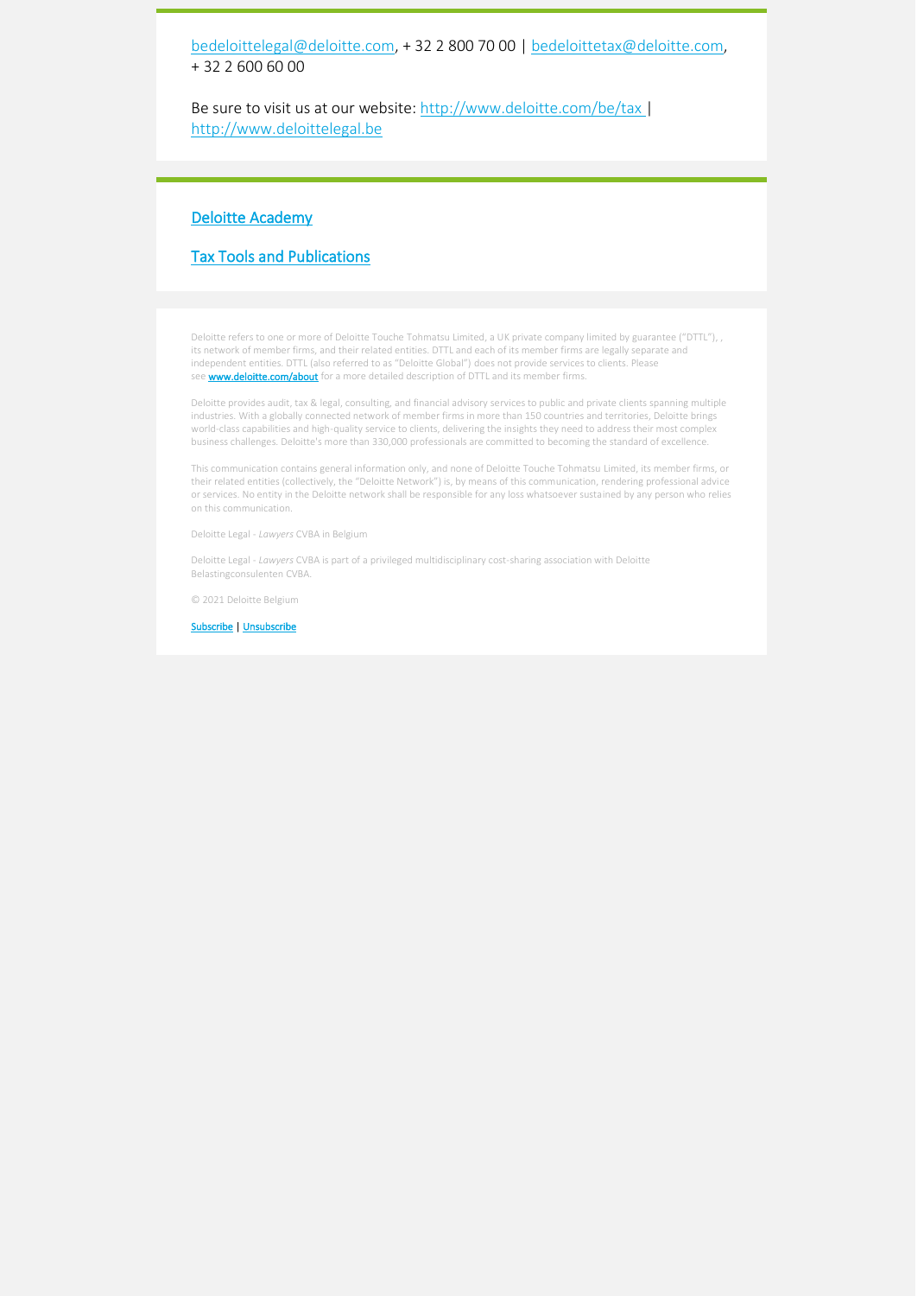bedeloittelegal@deloitte.com, + 32 2 800 70 00 | bedeloittetax@deloitte.com, + 32 2 600 60 00

Be sure to visit us at our website: http://www.deloitte.com/be/tax | http://www.deloittelegal.be

Deloitte Academy

Tax Tools and Publications

Deloitte refers to one or more of Deloitte Touche Tohmatsu Limited, a UK private company limited by guarantee ("DTTL"), , its network of member firms, and their related entities. DTTL and each of its member firms are legally separate and independent entities. DTTL (also referred to as "Deloitte Global") does not provide services to clients. Please see **www.deloitte.com/about** for a more detailed description of DTTL and its member firms.

Deloitte provides audit, tax & legal, consulting, and financial advisory services to public and private clients spanning multiple industries. With a globally connected network of member firms in more than 150 countries and territories, Deloitte brings world-class capabilities and high-quality service to clients, delivering the insights they need to address their most complex business challenges. Deloitte's more than 330,000 professionals are committed to becoming the standard of excellence.

This communication contains general information only, and none of Deloitte Touche Tohmatsu Limited, its member firms, or their related entities (collectively, the "Deloitte Network") is, by means of this communication, rendering professional advice or services. No entity in the Deloitte network shall be responsible for any loss whatsoever sustained by any person who relies on this communication.

Deloitte Legal - *Lawyers* CVBA in Belgium

Deloitte Legal - *Lawyers* CVBA is part of a privileged multidisciplinary cost-sharing association with Deloitte Belastingconsulenten CVBA.

© 2021 Deloitte Belgium

Subscribe | Unsubscribe